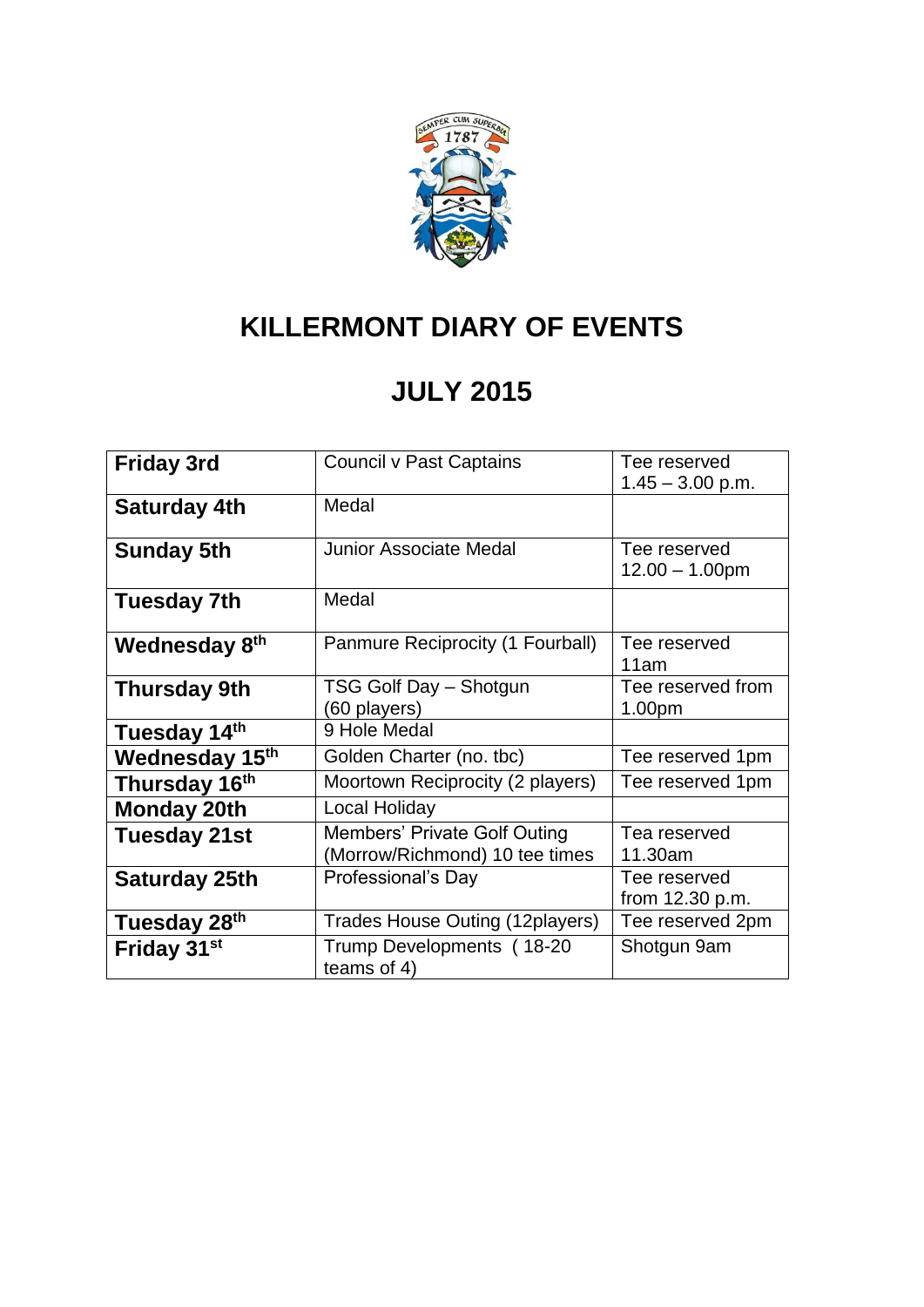# KILLERMONT DIARY OF EVENTS

## JULY 2015

| | | |
|---|---|---|
| **Friday 3rd** | Council v Past Captains | Tee reserved 1.45 – 3.00 p.m. |
| **Saturday 4th** | Medal | |
| **Sunday 5th** | Junior Associate Medal | Tee reserved 12.00 – 1.00pm |
| **Tuesday 7th** | Medal | |
| **Wednesday 8th** | Panmure Reciprocity (1 Fourball) | Tee reserved 11am |
| **Thursday 9th** | TSG Golf Day – Shotgun (60 players) | Tee reserved from 1.00pm |
| **Tuesday 14th** | 9 Hole Medal | |
| **Wednesday 15th** | Golden Charter (no. tbc) | Tee reserved 1pm |
| **Thursday 16th** | Moortown Reciprocity (2 players) | Tee reserved 1pm |
| **Monday 20th** | Local Holiday | |
| **Tuesday 21st** | Members' Private Golf Outing (Morrow/Richmond) 10 tee times | Tea reserved 11.30am |
| **Saturday 25th** | Professional's Day | Tee reserved from 12.30 p.m. |
| **Tuesday 28th** | Trades House Outing (12players) | Tee reserved 2pm |
| **Friday 31st** | Trump Developments ( 18-20 teams of 4) | Shotgun 9am |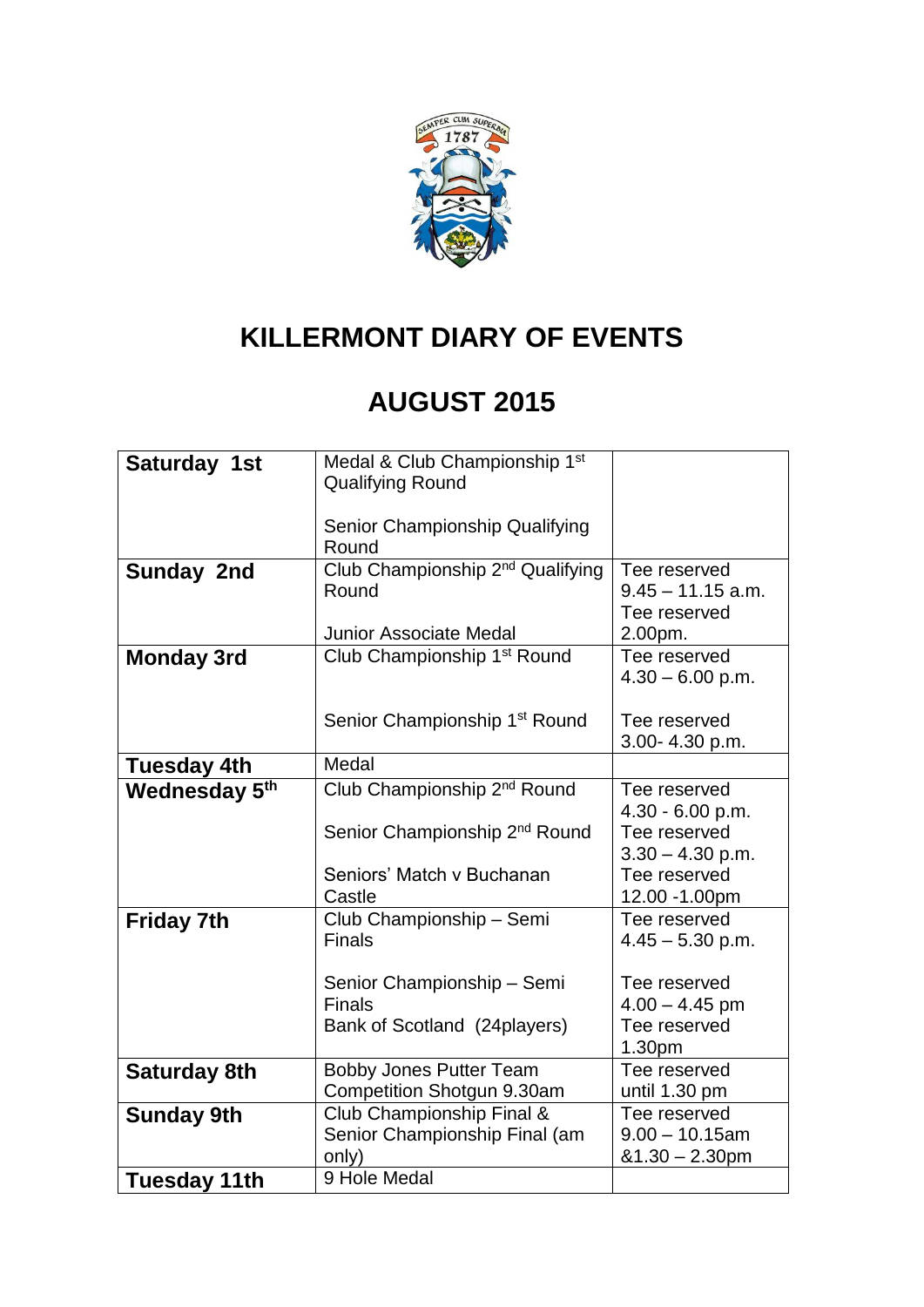# KILLERMONT DIARY OF EVENTS

## AUGUST 2015

| | | |
|---|---|---|
| **Saturday 1st** | Medal & Club Championship 1st Qualifying Round<br><br>Senior Championship Qualifying Round | |
| **Sunday 2nd** | Club Championship 2nd Qualifying Round<br><br>Junior Associate Medal | Tee reserved 9.45 – 11.15 a.m.<br>Tee reserved 2.00pm. |
| **Monday 3rd** | Club Championship 1st Round<br><br>Senior Championship 1st Round | Tee reserved 4.30 – 6.00 p.m.<br><br>Tee reserved 3.00- 4.30 p.m. |
| **Tuesday 4th** | Medal | |
| **Wednesday 5th** | Club Championship 2nd Round<br><br>Senior Championship 2nd Round<br><br>Seniors' Match v Buchanan Castle | Tee reserved 4.30 - 6.00 p.m.<br>Tee reserved 3.30 – 4.30 p.m.<br>Tee reserved 12.00 -1.00pm |
| **Friday 7th** | Club Championship – Semi Finals<br><br>Senior Championship – Semi Finals<br>Bank of Scotland (24players) | Tee reserved 4.45 – 5.30 p.m.<br><br>Tee reserved 4.00 – 4.45 pm<br>Tee reserved 1.30pm |
| **Saturday 8th** | Bobby Jones Putter Team Competition Shotgun 9.30am | Tee reserved until 1.30 pm |
| **Sunday 9th** | Club Championship Final & Senior Championship Final (am only) | Tee reserved 9.00 – 10.15am &1.30 – 2.30pm |
| **Tuesday 11th** | 9 Hole Medal | |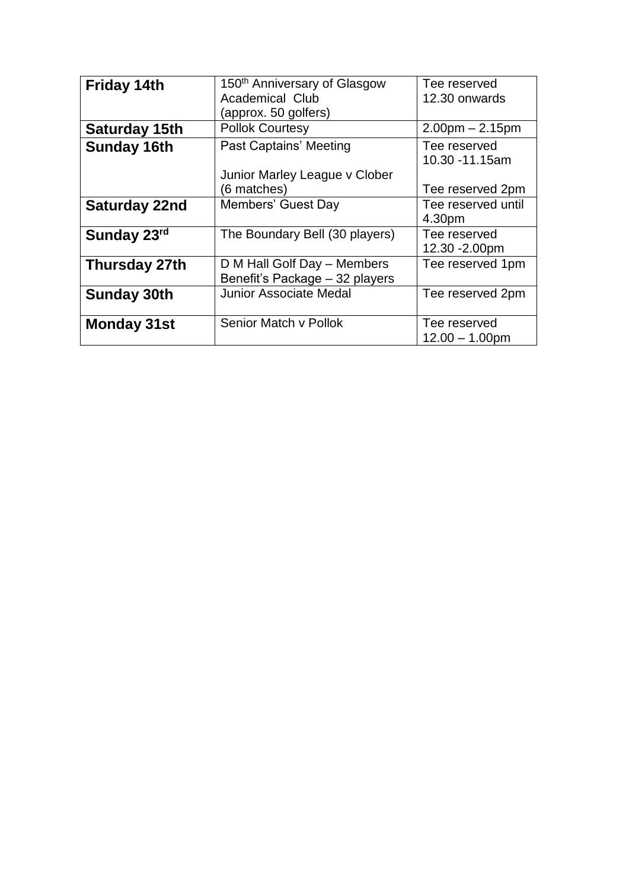| **Friday 14th** | 150th Anniversary of Glasgow Academical Club (approx. 50 golfers) | Tee reserved 12.30 onwards |
|---|---|---|
| **Saturday 15th** | Pollok Courtesy | 2.00pm – 2.15pm |
| **Sunday 16th** | Past Captains' Meeting<br><br>Junior Marley League v Clober (6 matches) | Tee reserved 10.30 -11.15am<br><br>Tee reserved 2pm |
| **Saturday 22nd** | Members' Guest Day | Tee reserved until 4.30pm |
| **Sunday 23rd** | The Boundary Bell (30 players) | Tee reserved 12.30 -2.00pm |
| **Thursday 27th** | D M Hall Golf Day – Members Benefit's Package – 32 players | Tee reserved 1pm |
| **Sunday 30th** | Junior Associate Medal | Tee reserved 2pm |
| **Monday 31st** | Senior Match v Pollok | Tee reserved 12.00 – 1.00pm |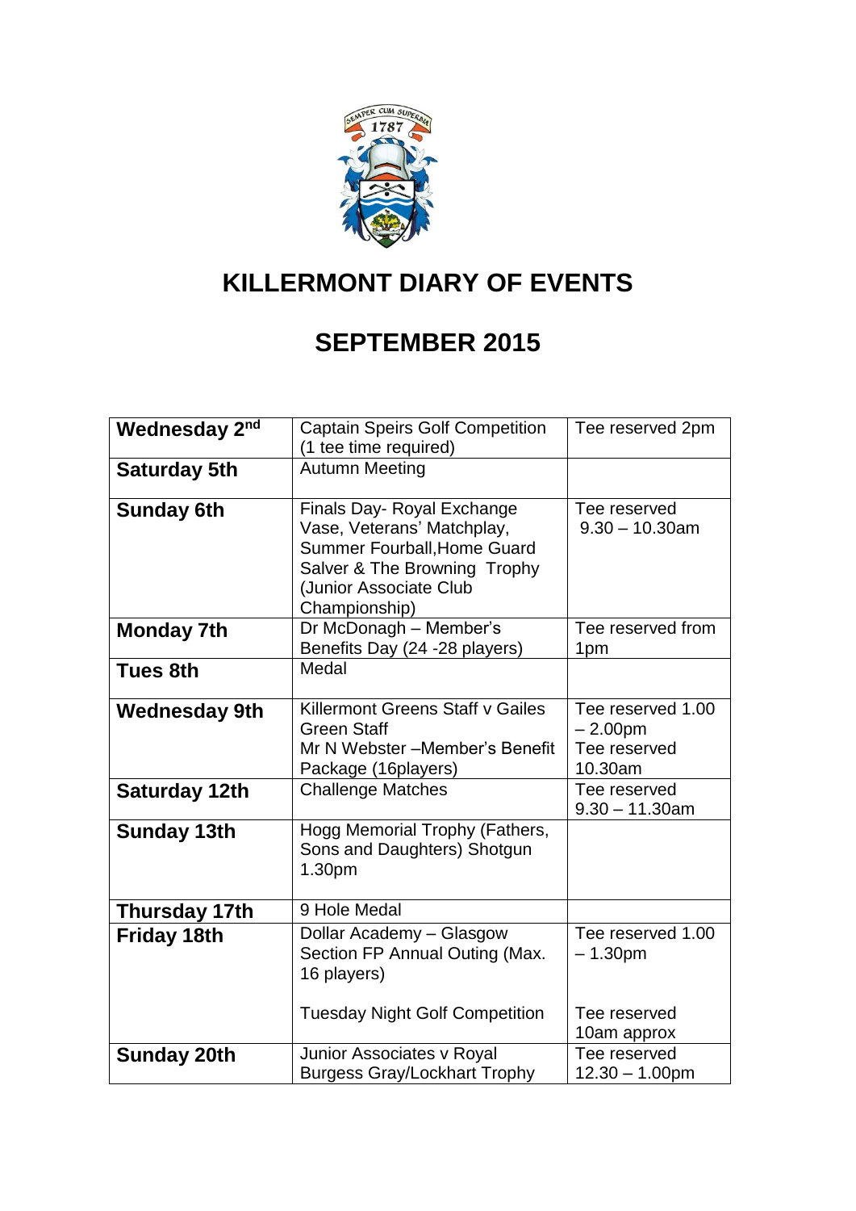# KILLERMONT DIARY OF EVENTS

# SEPTEMBER 2015

| **Wednesday 2nd** | Captain Speirs Golf Competition (1 tee time required) | Tee reserved 2pm |
|---|---|---|
| **Saturday 5th** | Autumn Meeting | |
| **Sunday 6th** | Finals Day- Royal Exchange Vase, Veterans' Matchplay, Summer Fourball,Home Guard Salver & The Browning Trophy (Junior Associate Club Championship) | Tee reserved 9.30 – 10.30am |
| **Monday 7th** | Dr McDonagh – Member's Benefits Day (24 -28 players) | Tee reserved from 1pm |
| **Tues 8th** | Medal | |
| **Wednesday 9th** | Killermont Greens Staff v Gailes Green Staff<br>Mr N Webster –Member's Benefit Package (16players) | Tee reserved 1.00 – 2.00pm<br>Tee reserved 10.30am |
| **Saturday 12th** | Challenge Matches | Tee reserved 9.30 – 11.30am |
| **Sunday 13th** | Hogg Memorial Trophy (Fathers, Sons and Daughters) Shotgun 1.30pm | |
| **Thursday 17th** | 9 Hole Medal | |
| **Friday 18th** | Dollar Academy – Glasgow Section FP Annual Outing (Max. 16 players)<br><br>Tuesday Night Golf Competition | Tee reserved 1.00 – 1.30pm<br><br>Tee reserved 10am approx |
| **Sunday 20th** | Junior Associates v Royal Burgess Gray/Lockhart Trophy | Tee reserved 12.30 – 1.00pm |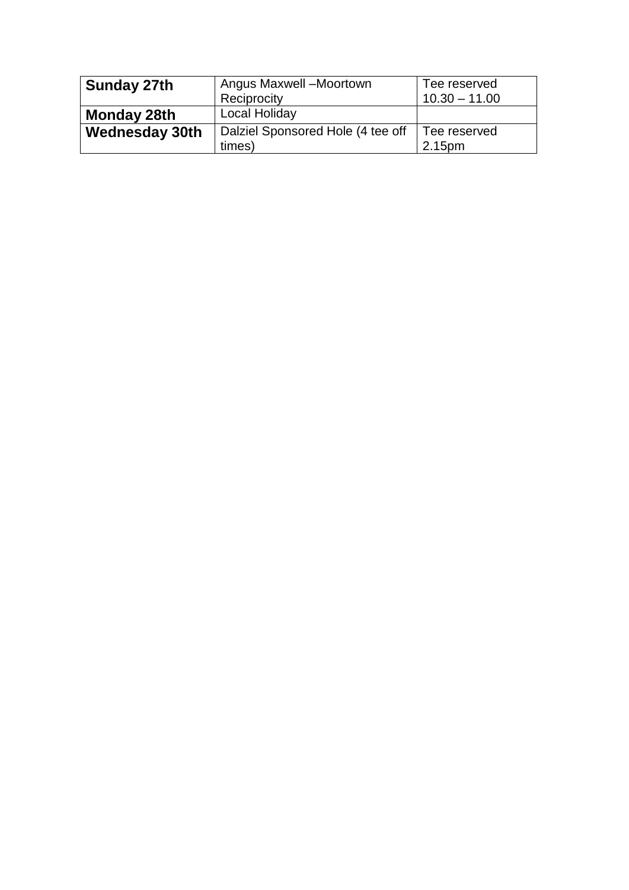| | | |
|---|---|---|
| **Sunday 27th** | Angus Maxwell –Moortown Reciprocity | Tee reserved 10.30 – 11.00 |
| **Monday 28th** | Local Holiday | |
| **Wednesday 30th** | Dalziel Sponsored Hole (4 tee off times) | Tee reserved 2.15pm |